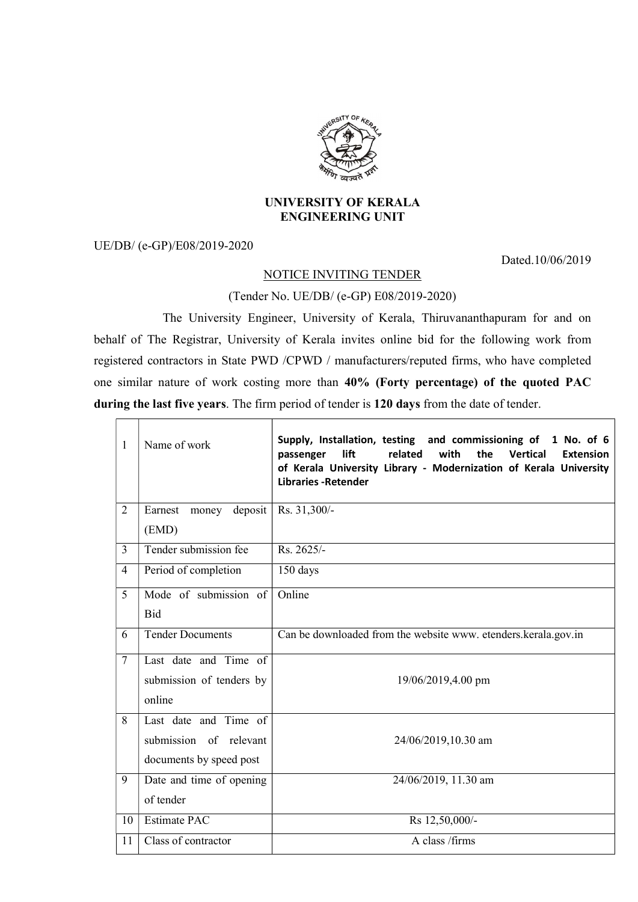# UNIVERSITY OF KERALA
## ENGINEERING UNIT

UE/DB/ (e-GP)/E08/2019-2020

Dated.10/06/2019

NOTICE INVITING TENDER

(Tender No. UE/DB/ (e-GP) E08/2019-2020)

The University Engineer, University of Kerala, Thiruvananthapuram for and on behalf of The Registrar, University of Kerala invites online bid for the following work from registered contractors in State PWD /CPWD / manufacturers/reputed firms, who have completed one similar nature of work costing more than **40% (Forty percentage) of the quoted PAC during the last five years**. The firm period of tender is **120 days** from the date of tender.

| | | |
|---|---|---|
| 1 | Name of work | **Supply, Installation, testing and commissioning of 1 No. of 6 passenger lift related with the Vertical Extension of Kerala University Library - Modernization of Kerala University Libraries -Retender** |
| 2 | Earnest money deposit (EMD) | Rs. 31,300/- |
| 3 | Tender submission fee | Rs. 2625/- |
| 4 | Period of completion | 150 days |
| 5 | Mode of submission of Bid | Online |
| 6 | Tender Documents | Can be downloaded from the website www. etenders.kerala.gov.in |
| 7 | Last date and Time of submission of tenders by online | 19/06/2019,4.00 pm |
| 8 | Last date and Time of submission of relevant documents by speed post | 24/06/2019,10.30 am |
| 9 | Date and time of opening of tender | 24/06/2019, 11.30 am |
| 10 | Estimate PAC | Rs 12,50,000/- |
| 11 | Class of contractor | A class /firms |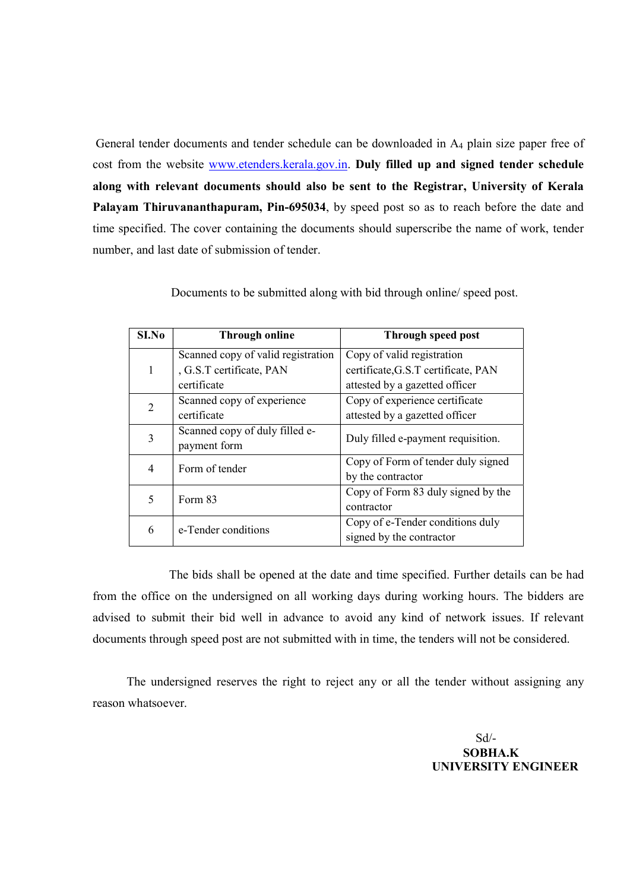General tender documents and tender schedule can be downloaded in $A_4$ plain size paper free of cost from the website www.etenders.kerala.gov.in. **Duly filled up and signed tender schedule along with relevant documents should also be sent to the Registrar, University of Kerala Palayam Thiruvananthapuram, Pin-695034**, by speed post so as to reach before the date and time specified. The cover containing the documents should superscribe the name of work, tender number, and last date of submission of tender.

Documents to be submitted along with bid through online/ speed post.

| Sl.No | Through online | Through speed post |
|---|---|---|
| 1 | Scanned copy of valid registration , G.S.T certificate, PAN certificate | Copy of valid registration certificate,G.S.T certificate, PAN attested by a gazetted officer |
| 2 | Scanned copy of experience certificate | Copy of experience certificate attested by a gazetted officer |
| 3 | Scanned copy of duly filled e-payment form | Duly filled e-payment requisition. |
| 4 | Form of tender | Copy of Form of tender duly signed by the contractor |
| 5 | Form 83 | Copy of Form 83 duly signed by the contractor |
| 6 | e-Tender conditions | Copy of e-Tender conditions duly signed by the contractor |

The bids shall be opened at the date and time specified. Further details can be had from the office on the undersigned on all working days during working hours. The bidders are advised to submit their bid well in advance to avoid any kind of network issues. If relevant documents through speed post are not submitted with in time, the tenders will not be considered.

The undersigned reserves the right to reject any or all the tender without assigning any reason whatsoever.

Sd/-
**SOBHA.K**
**UNIVERSITY ENGINEER**